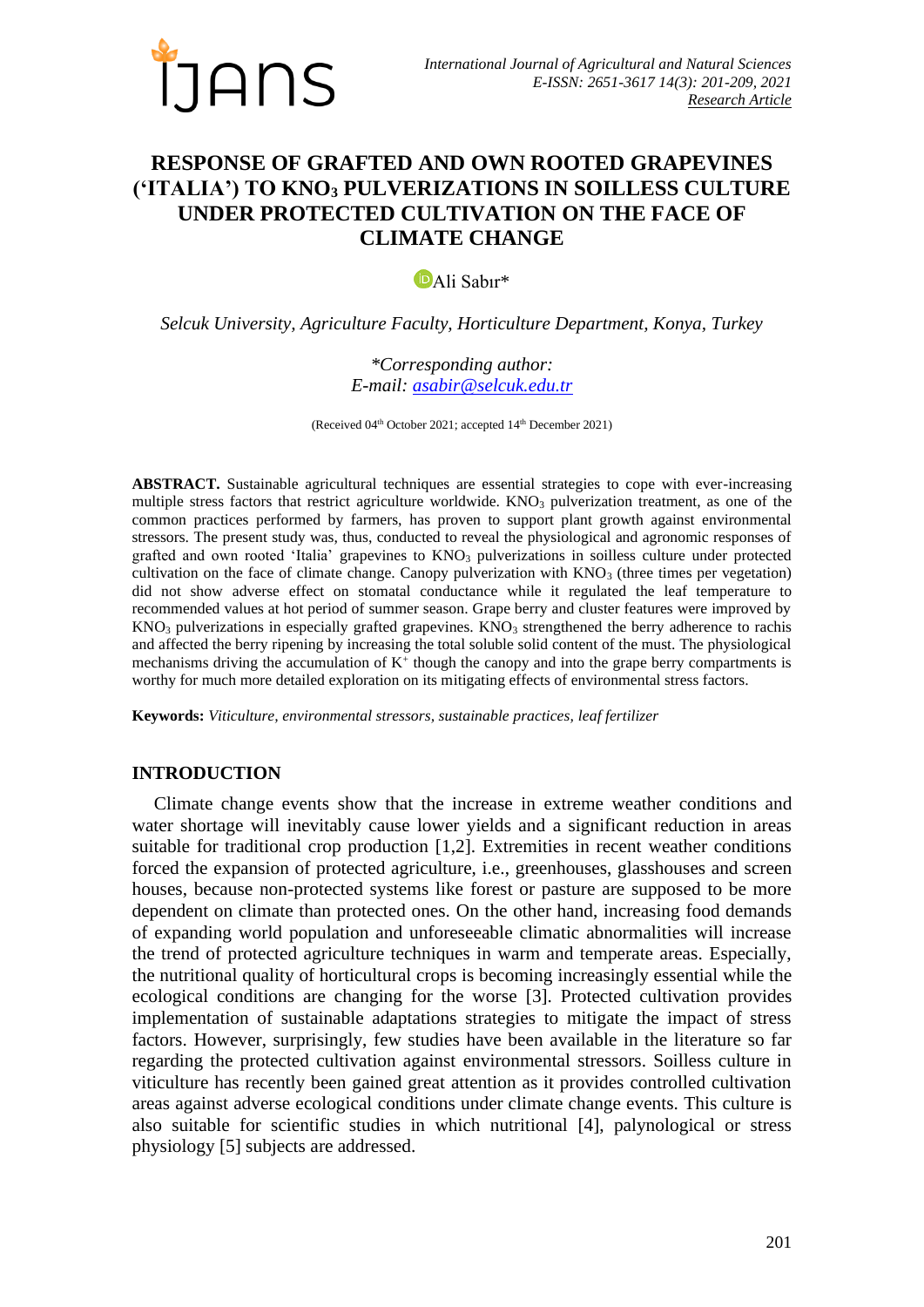# RESPONSE OF GRAFTED AND OWN ROOTED GRAPEVINES ('ITALIA') TO $KNO_3$ PULVERIZATIONS IN SOILLESS CULTURE UNDER PROTECTED CULTIVATION ON THE FACE OF CLIMATE CHANGE

Ali Sabır*

*Selcuk University, Agriculture Faculty, Horticulture Department, Konya, Turkey*

*\*Corresponding author:*
*E-mail: asabir@selcuk.edu.tr*

(Received 04th October 2021; accepted 14th December 2021)

**ABSTRACT.** Sustainable agricultural techniques are essential strategies to cope with ever-increasing multiple stress factors that restrict agriculture worldwide. $KNO_3$ pulverization treatment, as one of the common practices performed by farmers, has proven to support plant growth against environmental stressors. The present study was, thus, conducted to reveal the physiological and agronomic responses of grafted and own rooted 'Italia' grapevines to $KNO_3$ pulverizations in soilless culture under protected cultivation on the face of climate change. Canopy pulverization with $KNO_3$ (three times per vegetation) did not show adverse effect on stomatal conductance while it regulated the leaf temperature to recommended values at hot period of summer season. Grape berry and cluster features were improved by $KNO_3$ pulverizations in especially grafted grapevines. $KNO_3$ strengthened the berry adherence to rachis and affected the berry ripening by increasing the total soluble solid content of the must. The physiological mechanisms driving the accumulation of $K^+$ though the canopy and into the grape berry compartments is worthy for much more detailed exploration on its mitigating effects of environmental stress factors.

**Keywords:** *Viticulture, environmental stressors, sustainable practices, leaf fertilizer*

## INTRODUCTION

Climate change events show that the increase in extreme weather conditions and water shortage will inevitably cause lower yields and a significant reduction in areas suitable for traditional crop production [1,2]. Extremities in recent weather conditions forced the expansion of protected agriculture, i.e., greenhouses, glasshouses and screen houses, because non-protected systems like forest or pasture are supposed to be more dependent on climate than protected ones. On the other hand, increasing food demands of expanding world population and unforeseeable climatic abnormalities will increase the trend of protected agriculture techniques in warm and temperate areas. Especially, the nutritional quality of horticultural crops is becoming increasingly essential while the ecological conditions are changing for the worse [3]. Protected cultivation provides implementation of sustainable adaptations strategies to mitigate the impact of stress factors. However, surprisingly, few studies have been available in the literature so far regarding the protected cultivation against environmental stressors. Soilless culture in viticulture has recently been gained great attention as it provides controlled cultivation areas against adverse ecological conditions under climate change events. This culture is also suitable for scientific studies in which nutritional [4], palynological or stress physiology [5] subjects are addressed.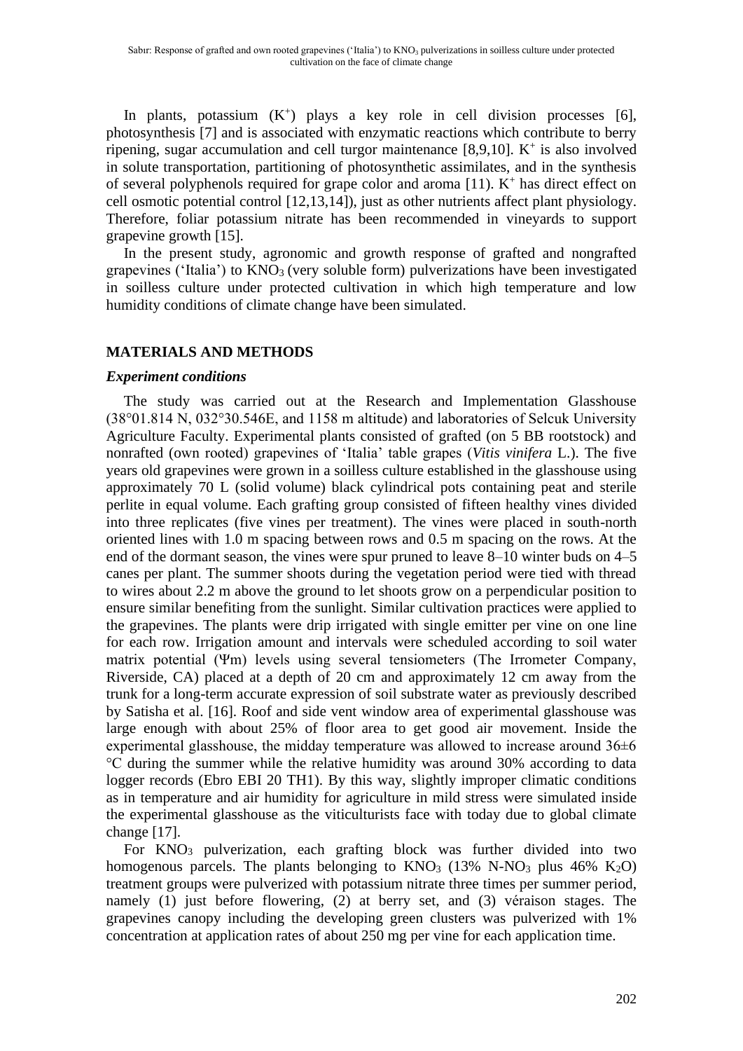In plants, potassium ($K^+$) plays a key role in cell division processes [6], photosynthesis [7] and is associated with enzymatic reactions which contribute to berry ripening, sugar accumulation and cell turgor maintenance [8,9,10]. $K^+$ is also involved in solute transportation, partitioning of photosynthetic assimilates, and in the synthesis of several polyphenols required for grape color and aroma [11]. $K^+$ has direct effect on cell osmotic potential control [12,13,14]), just as other nutrients affect plant physiology. Therefore, foliar potassium nitrate has been recommended in vineyards to support grapevine growth [15].

In the present study, agronomic and growth response of grafted and nongrafted grapevines ('Italia') to $KNO_3$ (very soluble form) pulverizations have been investigated in soilless culture under protected cultivation in which high temperature and low humidity conditions of climate change have been simulated.

## MATERIALS AND METHODS

### *Experiment conditions*

The study was carried out at the Research and Implementation Glasshouse (38°01.814 N, 032°30.546E, and 1158 m altitude) and laboratories of Selcuk University Agriculture Faculty. Experimental plants consisted of grafted (on 5 BB rootstock) and nonrafted (own rooted) grapevines of 'Italia' table grapes (*Vitis vinifera* L.). The five years old grapevines were grown in a soilless culture established in the glasshouse using approximately 70 L (solid volume) black cylindrical pots containing peat and sterile perlite in equal volume. Each grafting group consisted of fifteen healthy vines divided into three replicates (five vines per treatment). The vines were placed in south-north oriented lines with 1.0 m spacing between rows and 0.5 m spacing on the rows. At the end of the dormant season, the vines were spur pruned to leave 8–10 winter buds on 4–5 canes per plant. The summer shoots during the vegetation period were tied with thread to wires about 2.2 m above the ground to let shoots grow on a perpendicular position to ensure similar benefiting from the sunlight. Similar cultivation practices were applied to the grapevines. The plants were drip irrigated with single emitter per vine on one line for each row. Irrigation amount and intervals were scheduled according to soil water matrix potential ($\Psi$m) levels using several tensiometers (The Irrometer Company, Riverside, CA) placed at a depth of 20 cm and approximately 12 cm away from the trunk for a long-term accurate expression of soil substrate water as previously described by Satisha et al. [16]. Roof and side vent window area of experimental glasshouse was large enough with about 25% of floor area to get good air movement. Inside the experimental glasshouse, the midday temperature was allowed to increase around 36±6 °C during the summer while the relative humidity was around 30% according to data logger records (Ebro EBI 20 TH1). By this way, slightly improper climatic conditions as in temperature and air humidity for agriculture in mild stress were simulated inside the experimental glasshouse as the viticulturists face with today due to global climate change [17].

For $KNO_3$ pulverization, each grafting block was further divided into two homogenous parcels. The plants belonging to $KNO_3$ (13% N-$NO_3$ plus 46% $K_2O$) treatment groups were pulverized with potassium nitrate three times per summer period, namely (1) just before flowering, (2) at berry set, and (3) véraison stages. The grapevines canopy including the developing green clusters was pulverized with 1% concentration at application rates of about 250 mg per vine for each application time.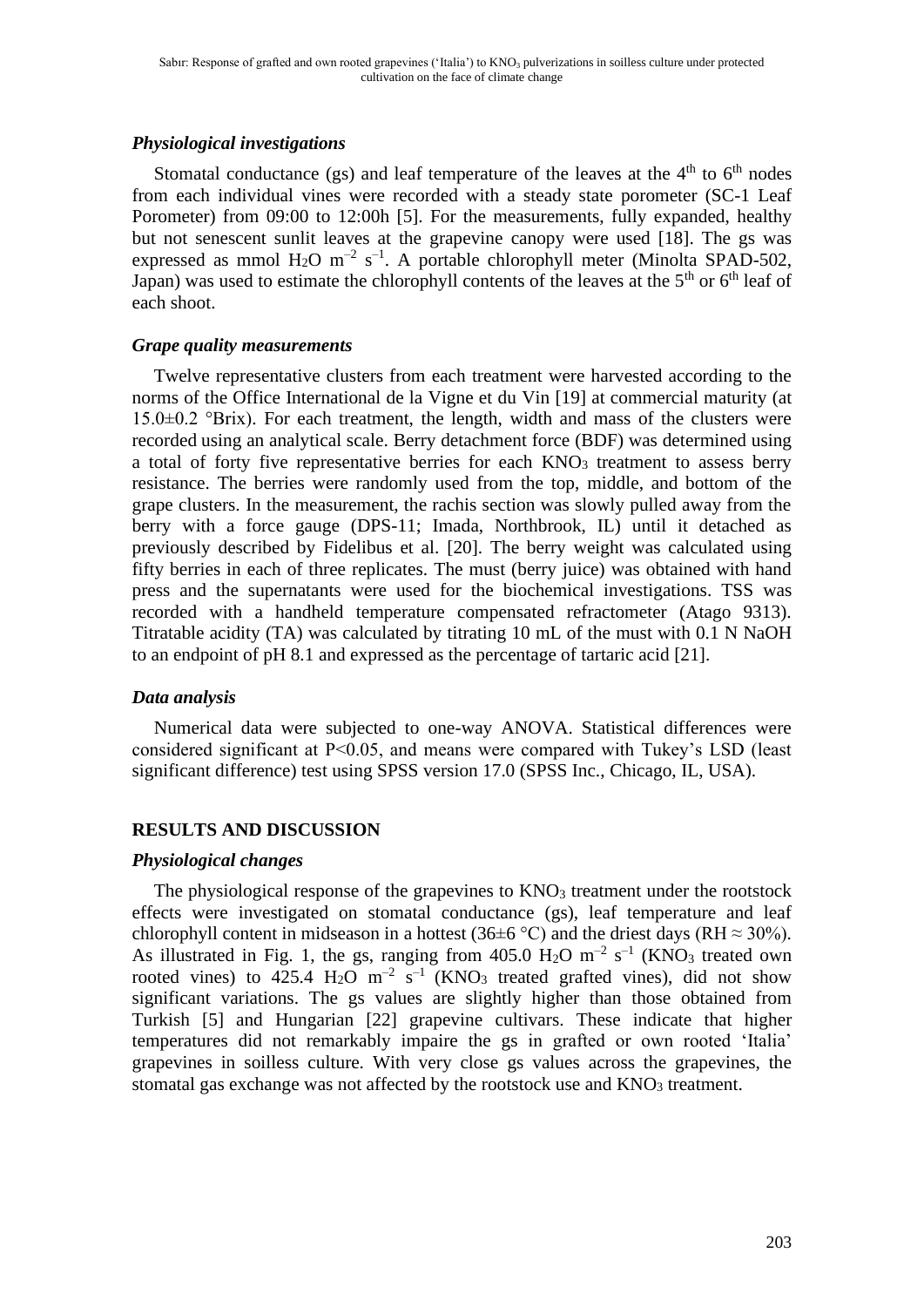### *Physiological investigations*

Stomatal conductance (gs) and leaf temperature of the leaves at the 4th to 6th nodes from each individual vines were recorded with a steady state porometer (SC-1 Leaf Porometer) from 09:00 to 12:00h [5]. For the measurements, fully expanded, healthy but not senescent sunlit leaves at the grapevine canopy were used [18]. The gs was expressed as mmol $H_2O$ $m^{-2}$ $s^{-1}$. A portable chlorophyll meter (Minolta SPAD-502, Japan) was used to estimate the chlorophyll contents of the leaves at the 5th or 6th leaf of each shoot.

### *Grape quality measurements*

Twelve representative clusters from each treatment were harvested according to the norms of the Office International de la Vigne et du Vin [19] at commercial maturity (at 15.0±0.2 °Brix). For each treatment, the length, width and mass of the clusters were recorded using an analytical scale. Berry detachment force (BDF) was determined using a total of forty five representative berries for each $KNO_3$ treatment to assess berry resistance. The berries were randomly used from the top, middle, and bottom of the grape clusters. In the measurement, the rachis section was slowly pulled away from the berry with a force gauge (DPS-11; Imada, Northbrook, IL) until it detached as previously described by Fidelibus et al. [20]. The berry weight was calculated using fifty berries in each of three replicates. The must (berry juice) was obtained with hand press and the supernatants were used for the biochemical investigations. TSS was recorded with a handheld temperature compensated refractometer (Atago 9313). Titratable acidity (TA) was calculated by titrating 10 mL of the must with 0.1 N NaOH to an endpoint of pH 8.1 and expressed as the percentage of tartaric acid [21].

### *Data analysis*

Numerical data were subjected to one-way ANOVA. Statistical differences were considered significant at $P<0.05$, and means were compared with Tukey's LSD (least significant difference) test using SPSS version 17.0 (SPSS Inc., Chicago, IL, USA).

## RESULTS AND DISCUSSION

### *Physiological changes*

The physiological response of the grapevines to $KNO_3$ treatment under the rootstock effects were investigated on stomatal conductance (gs), leaf temperature and leaf chlorophyll content in midseason in a hottest (36±6 °C) and the driest days (RH ≈ 30%). As illustrated in Fig. 1, the gs, ranging from 405.0 $H_2O$ $m^{-2}$ $s^{-1}$ ($KNO_3$ treated own rooted vines) to 425.4 $H_2O$ $m^{-2}$ $s^{-1}$ ($KNO_3$ treated grafted vines), did not show significant variations. The gs values are slightly higher than those obtained from Turkish [5] and Hungarian [22] grapevine cultivars. These indicate that higher temperatures did not remarkably impaire the gs in grafted or own rooted 'Italia' grapevines in soilless culture. With very close gs values across the grapevines, the stomatal gas exchange was not affected by the rootstock use and $KNO_3$ treatment.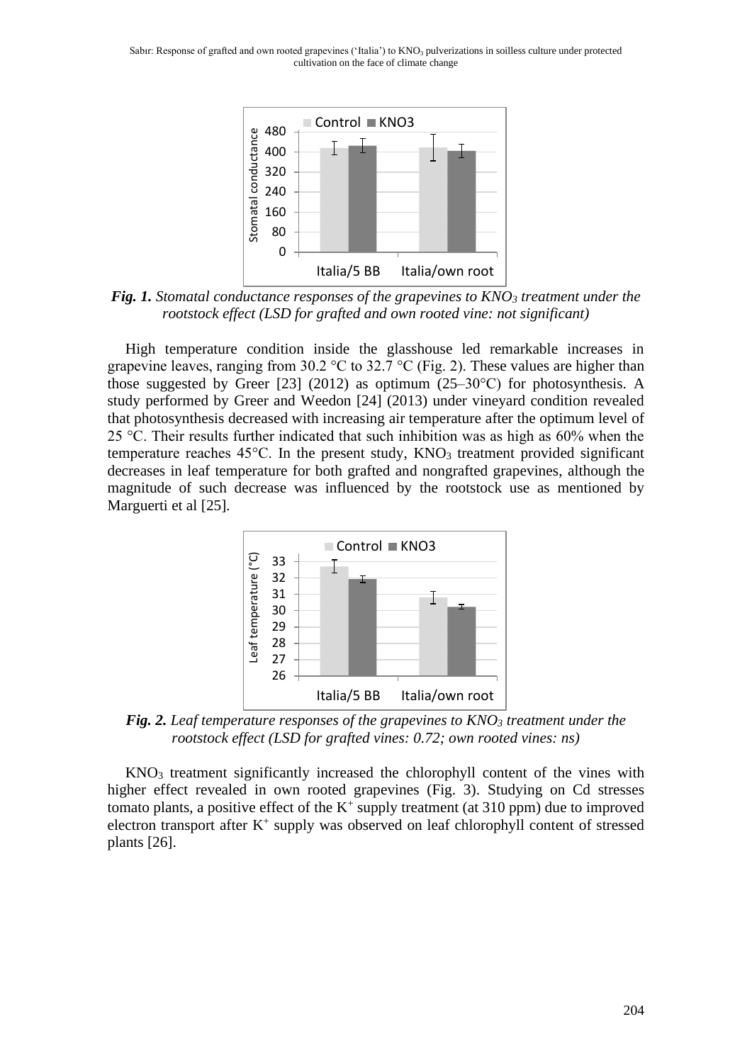*Fig. 1. Stomatal conductance responses of the grapevines to $KNO_3$ treatment under the rootstock effect (LSD for grafted and own rooted vine: not significant)*

High temperature condition inside the glasshouse led remarkable increases in grapevine leaves, ranging from 30.2 °C to 32.7 °C (Fig. 2). These values are higher than those suggested by Greer [23] (2012) as optimum (25–30°C) for photosynthesis. A study performed by Greer and Weedon [24] (2013) under vineyard condition revealed that photosynthesis decreased with increasing air temperature after the optimum level of 25 °C. Their results further indicated that such inhibition was as high as 60% when the temperature reaches 45°C. In the present study, $KNO_3$ treatment provided significant decreases in leaf temperature for both grafted and nongrafted grapevines, although the magnitude of such decrease was influenced by the rootstock use as mentioned by Marguerti et al [25].

*Fig. 2. Leaf temperature responses of the grapevines to $KNO_3$ treatment under the rootstock effect (LSD for grafted vines: 0.72; own rooted vines: ns)*

$KNO_3$ treatment significantly increased the chlorophyll content of the vines with higher effect revealed in own rooted grapevines (Fig. 3). Studying on Cd stresses tomato plants, a positive effect of the $K^+$ supply treatment (at 310 ppm) due to improved electron transport after $K^+$ supply was observed on leaf chlorophyll content of stressed plants [26].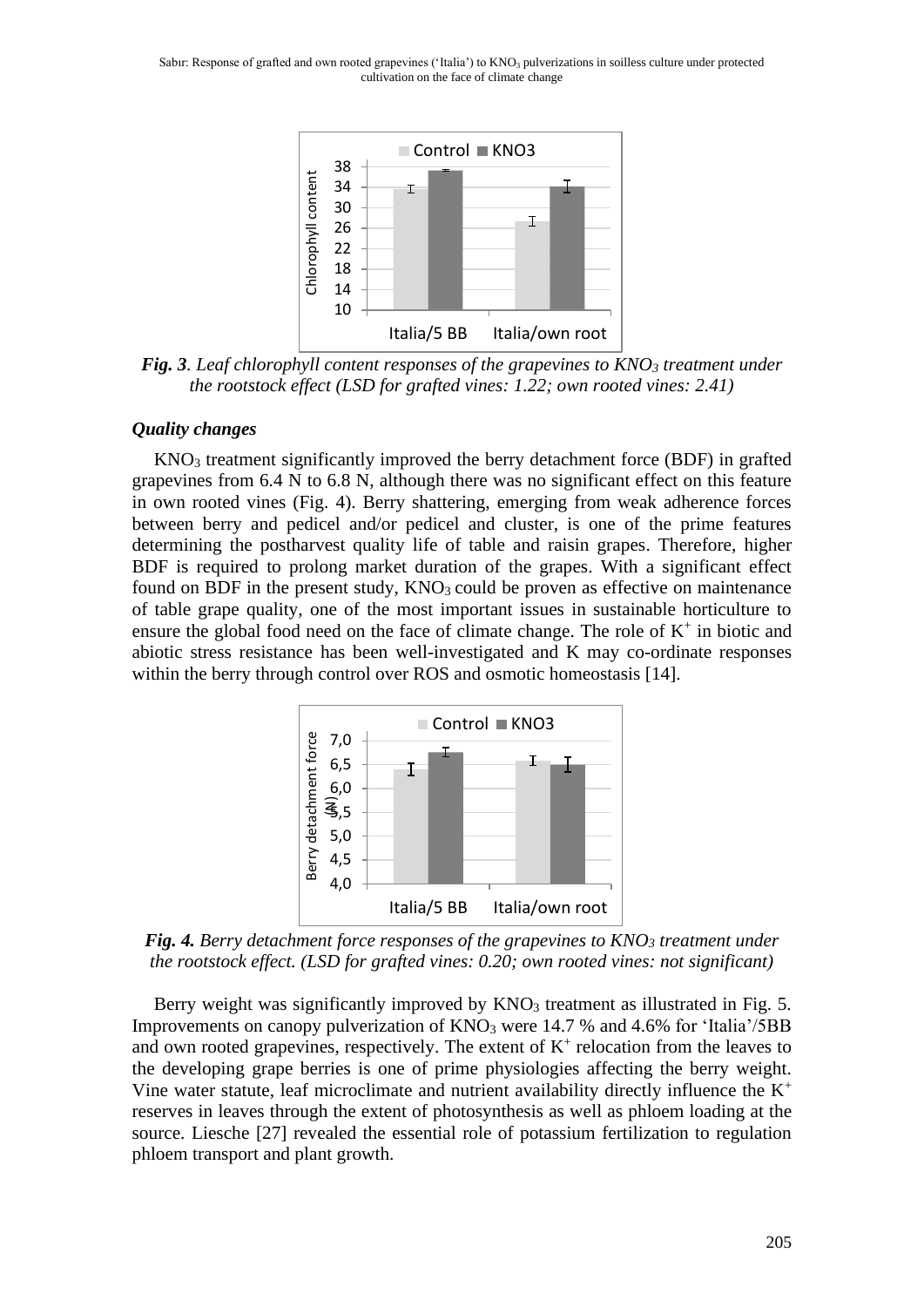*Fig. 3. Leaf chlorophyll content responses of the grapevines to $KNO_3$ treatment under the rootstock effect (LSD for grafted vines: 1.22; own rooted vines: 2.41)*

### *Quality changes*

$KNO_3$ treatment significantly improved the berry detachment force (BDF) in grafted grapevines from 6.4 N to 6.8 N, although there was no significant effect on this feature in own rooted vines (Fig. 4). Berry shattering, emerging from weak adherence forces between berry and pedicel and/or pedicel and cluster, is one of the prime features determining the postharvest quality life of table and raisin grapes. Therefore, higher BDF is required to prolong market duration of the grapes. With a significant effect found on BDF in the present study, $KNO_3$ could be proven as effective on maintenance of table grape quality, one of the most important issues in sustainable horticulture to ensure the global food need on the face of climate change. The role of $K^+$ in biotic and abiotic stress resistance has been well-investigated and K may co-ordinate responses within the berry through control over ROS and osmotic homeostasis [14].

*Fig. 4. Berry detachment force responses of the grapevines to $KNO_3$ treatment under the rootstock effect. (LSD for grafted vines: 0.20; own rooted vines: not significant)*

Berry weight was significantly improved by $KNO_3$ treatment as illustrated in Fig. 5. Improvements on canopy pulverization of $KNO_3$ were 14.7 % and 4.6% for 'Italia'/5BB and own rooted grapevines, respectively. The extent of $K^+$ relocation from the leaves to the developing grape berries is one of prime physiologies affecting the berry weight. Vine water statute, leaf microclimate and nutrient availability directly influence the $K^+$ reserves in leaves through the extent of photosynthesis as well as phloem loading at the source. Liesche [27] revealed the essential role of potassium fertilization to regulation phloem transport and plant growth.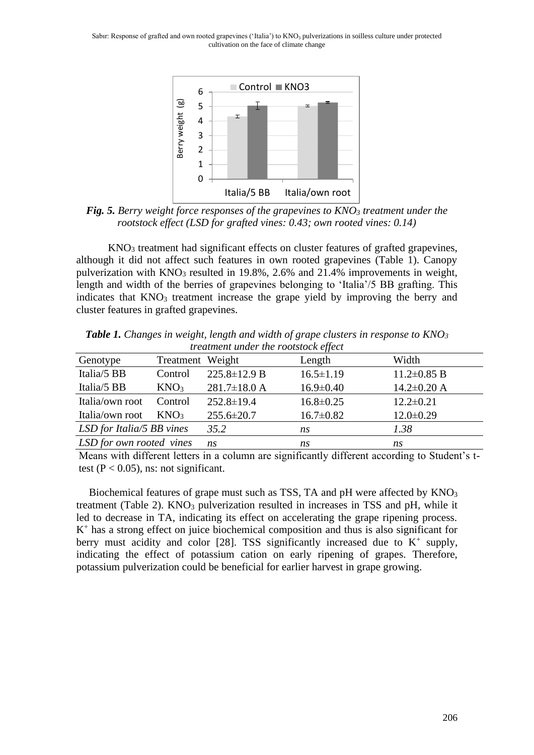*Fig. 5. Berry weight force responses of the grapevines to $KNO_3$ treatment under the rootstock effect (LSD for grafted vines: 0.43; own rooted vines: 0.14)*

$KNO_3$ treatment had significant effects on cluster features of grafted grapevines, although it did not affect such features in own rooted grapevines (Table 1). Canopy pulverization with $KNO_3$ resulted in 19.8%, 2.6% and 21.4% improvements in weight, length and width of the berries of grapevines belonging to 'Italia'/5 BB grafting. This indicates that $KNO_3$ treatment increase the grape yield by improving the berry and cluster features in grafted grapevines.

***Table 1.*** *Changes in weight, length and width of grape clusters in response to $KNO_3$ treatment under the rootstock effect*

| Genotype | Treatment | Weight | Length | Width |
|---|---|---|---|---|
| Italia/5 BB | Control | 225.8±12.9 B | 16.5±1.19 | 11.2±0.85 B |
| Italia/5 BB | $KNO_3$ | 281.7±18.0 A | 16.9±0.40 | 14.2±0.20 A |
| Italia/own root | Control | 252.8±19.4 | 16.8±0.25 | 12.2±0.21 |
| Italia/own root | $KNO_3$ | 255.6±20.7 | 16.7±0.82 | 12.0±0.29 |
| *LSD for Italia/5 BB vines* | | *35.2* | *ns* | *1.38* |
| *LSD for own rooted vines* | | *ns* | *ns* | *ns* |

Means with different letters in a column are significantly different according to Student's t-test ($P < 0.05$), ns: not significant.

Biochemical features of grape must such as TSS, TA and pH were affected by $KNO_3$ treatment (Table 2). $KNO_3$ pulverization resulted in increases in TSS and pH, while it led to decrease in TA, indicating its effect on accelerating the grape ripening process. $K^+$ has a strong effect on juice biochemical composition and thus is also significant for berry must acidity and color [28]. TSS significantly increased due to $K^+$ supply, indicating the effect of potassium cation on early ripening of grapes. Therefore, potassium pulverization could be beneficial for earlier harvest in grape growing.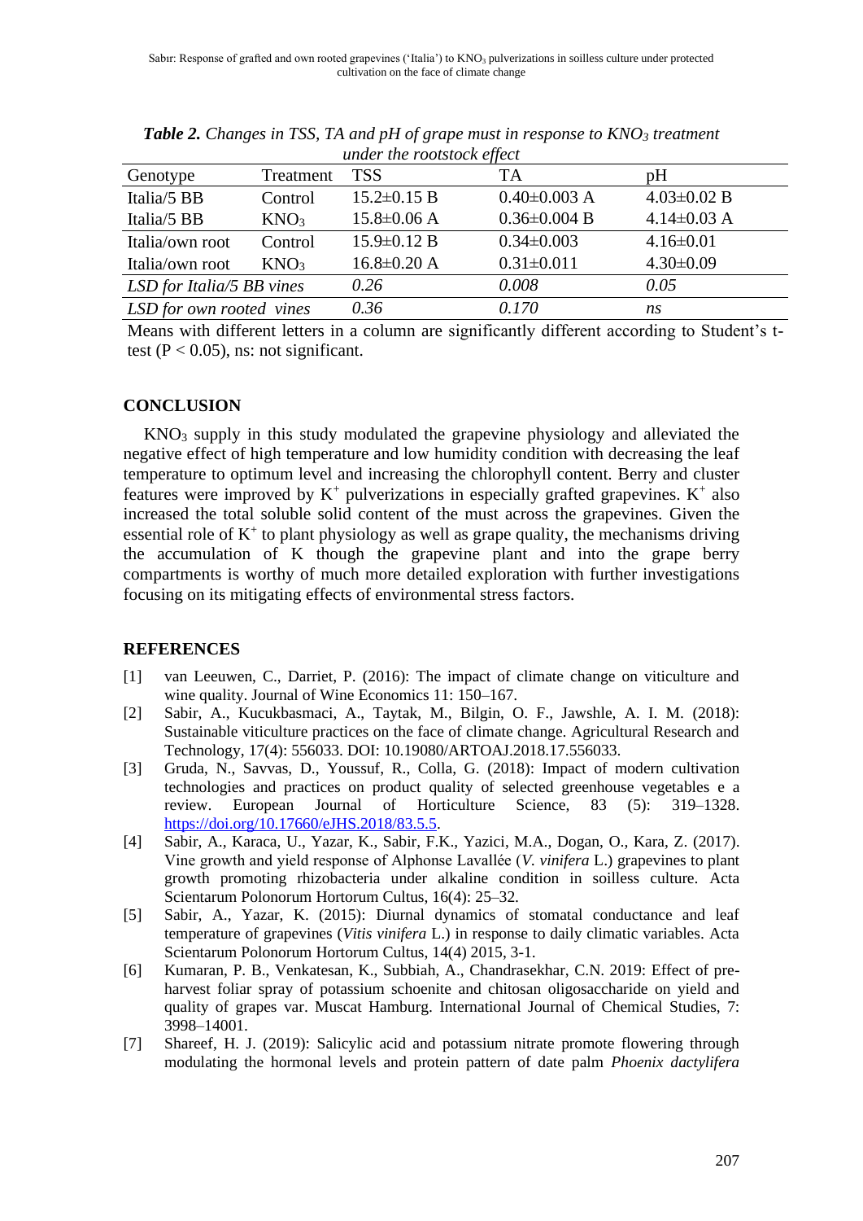***Table 2.*** *Changes in TSS, TA and pH of grape must in response to $KNO_3$ treatment under the rootstock effect*

| Genotype | Treatment | TSS | TA | pH |
|---|---|---|---|---|
| Italia/5 BB | Control | 15.2±0.15 B | 0.40±0.003 A | 4.03±0.02 B |
| Italia/5 BB | $KNO_3$ | 15.8±0.06 A | 0.36±0.004 B | 4.14±0.03 A |
| Italia/own root | Control | 15.9±0.12 B | 0.34±0.003 | 4.16±0.01 |
| Italia/own root | $KNO_3$ | 16.8±0.20 A | 0.31±0.011 | 4.30±0.09 |
| *LSD for Italia/5 BB vines* | | *0.26* | *0.008* | *0.05* |
| *LSD for own rooted vines* | | *0.36* | *0.170* | *ns* |

Means with different letters in a column are significantly different according to Student's t-test ($P < 0.05$), ns: not significant.

## CONCLUSION

$KNO_3$ supply in this study modulated the grapevine physiology and alleviated the negative effect of high temperature and low humidity condition with decreasing the leaf temperature to optimum level and increasing the chlorophyll content. Berry and cluster features were improved by $K^+$ pulverizations in especially grafted grapevines. $K^+$ also increased the total soluble solid content of the must across the grapevines. Given the essential role of $K^+$ to plant physiology as well as grape quality, the mechanisms driving the accumulation of K though the grapevine plant and into the grape berry compartments is worthy of much more detailed exploration with further investigations focusing on its mitigating effects of environmental stress factors.

## REFERENCES

[1] van Leeuwen, C., Darriet, P. (2016): The impact of climate change on viticulture and wine quality. Journal of Wine Economics 11: 150–167.

[2] Sabir, A., Kucukbasmaci, A., Taytak, M., Bilgin, O. F., Jawshle, A. I. M. (2018): Sustainable viticulture practices on the face of climate change. Agricultural Research and Technology, 17(4): 556033. DOI: 10.19080/ARTOAJ.2018.17.556033.

[3] Gruda, N., Savvas, D., Youssuf, R., Colla, G. (2018): Impact of modern cultivation technologies and practices on product quality of selected greenhouse vegetables e a review. European Journal of Horticulture Science, 83 (5): 319–1328. https://doi.org/10.17660/eJHS.2018/83.5.5.

[4] Sabir, A., Karaca, U., Yazar, K., Sabir, F.K., Yazici, M.A., Dogan, O., Kara, Z. (2017). Vine growth and yield response of Alphonse Lavallée (*V. vinifera* L.) grapevines to plant growth promoting rhizobacteria under alkaline condition in soilless culture. Acta Scientarum Polonorum Hortorum Cultus, 16(4): 25–32.

[5] Sabir, A., Yazar, K. (2015): Diurnal dynamics of stomatal conductance and leaf temperature of grapevines (*Vitis vinifera* L.) in response to daily climatic variables. Acta Scientarum Polonorum Hortorum Cultus, 14(4) 2015, 3-1.

[6] Kumaran, P. B., Venkatesan, K., Subbiah, A., Chandrasekhar, C.N. 2019: Effect of pre-harvest foliar spray of potassium schoenite and chitosan oligosaccharide on yield and quality of grapes var. Muscat Hamburg. International Journal of Chemical Studies, 7: 3998–14001.

[7] Shareef, H. J. (2019): Salicylic acid and potassium nitrate promote flowering through modulating the hormonal levels and protein pattern of date palm *Phoenix dactylifera*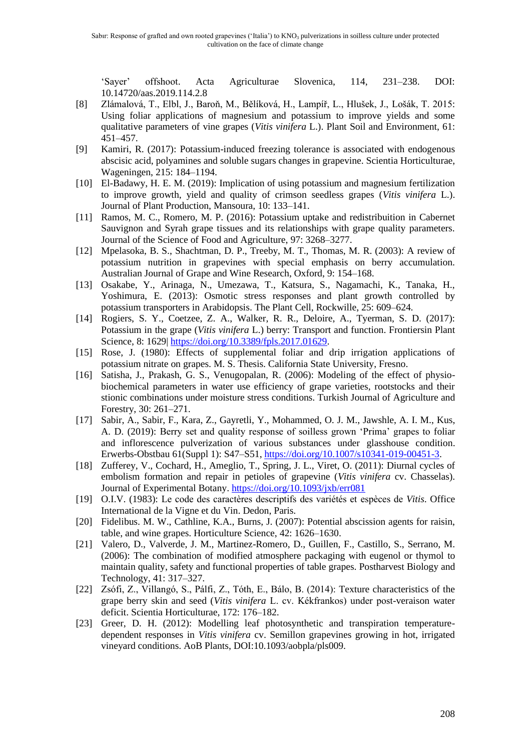'Sayer' offshoot. Acta Agriculturae Slovenica, 114, 231–238. DOI: 10.14720/aas.2019.114.2.8

[8] Zlámalová, T., Elbl, J., Baroň, M., Bělíková, H., Lampíř, L., Hlušek, J., Lošák, T. 2015: Using foliar applications of magnesium and potassium to improve yields and some qualitative parameters of vine grapes (*Vitis vinifera* L.). Plant Soil and Environment, 61: 451–457.

[9] Kamiri, R. (2017): Potassium-induced freezing tolerance is associated with endogenous abscisic acid, polyamines and soluble sugars changes in grapevine. Scientia Horticulturae, Wageningen, 215: 184–1194.

[10] El-Badawy, H. E. M. (2019): Implication of using potassium and magnesium fertilization to improve growth, yield and quality of crimson seedless grapes (*Vitis vinifera* L.). Journal of Plant Production, Mansoura, 10: 133–141.

[11] Ramos, M. C., Romero, M. P. (2016): Potassium uptake and redistribuition in Cabernet Sauvignon and Syrah grape tissues and its relationships with grape quality parameters. Journal of the Science of Food and Agriculture, 97: 3268–3277.

[12] Mpelasoka, B. S., Shachtman, D. P., Treeby, M. T., Thomas, M. R. (2003): A review of potassium nutrition in grapevines with special emphasis on berry accumulation. Australian Journal of Grape and Wine Research, Oxford, 9: 154–168.

[13] Osakabe, Y., Arinaga, N., Umezawa, T., Katsura, S., Nagamachi, K., Tanaka, H., Yoshimura, E. (2013): Osmotic stress responses and plant growth controlled by potassium transporters in Arabidopsis. The Plant Cell, Rockwille, 25: 609–624.

[14] Rogiers, S. Y., Coetzee, Z. A., Walker, R. R., Deloire, A., Tyerman, S. D. (2017): Potassium in the grape (*Vitis vinifera* L.) berry: Transport and function. Frontiersin Plant Science, 8: 1629| https://doi.org/10.3389/fpls.2017.01629.

[15] Rose, J. (1980): Effects of supplemental foliar and drip irrigation applications of potassium nitrate on grapes. M. S. Thesis. California State University, Fresno.

[16] Satisha, J., Prakash, G. S., Venugopalan, R. (2006): Modeling of the effect of physio-biochemical parameters in water use efficiency of grape varieties, rootstocks and their stionic combinations under moisture stress conditions. Turkish Journal of Agriculture and Forestry, 30: 261–271.

[17] Sabir, A., Sabir, F., Kara, Z., Gayretli, Y., Mohammed, O. J. M., Jawshle, A. I. M., Kus, A. D. (2019): Berry set and quality response of soilless grown 'Prima' grapes to foliar and inflorescence pulverization of various substances under glasshouse condition. Erwerbs-Obstbau 61(Suppl 1): S47–S51, https://doi.org/10.1007/s10341-019-00451-3.

[18] Zufferey, V., Cochard, H., Ameglio, T., Spring, J. L., Viret, O. (2011): Diurnal cycles of embolism formation and repair in petioles of grapevine (*Vitis vinifera* cv. Chasselas). Journal of Experimental Botany. https://doi.org/10.1093/jxb/err081

[19] O.I.V. (1983): Le code des caractères descriptifs des variétés et espèces de *Vitis*. Office International de la Vigne et du Vin. Dedon, Paris.

[20] Fidelibus. M. W., Cathline, K.A., Burns, J. (2007): Potential abscission agents for raisin, table, and wine grapes. Horticulture Science, 42: 1626–1630.

[21] Valero, D., Valverde, J. M., Martinez-Romero, D., Guillen, F., Castillo, S., Serrano, M. (2006): The combination of modified atmosphere packaging with eugenol or thymol to maintain quality, safety and functional properties of table grapes. Postharvest Biology and Technology, 41: 317–327.

[22] Zsófi, Z., Villangó, S., Pálfi, Z., Tóth, E., Bálo, B. (2014): Texture characteristics of the grape berry skin and seed (*Vitis vinifera* L. cv. Kékfrankos) under post-veraison water deficit. Scientia Horticulturae, 172: 176–182.

[23] Greer, D. H. (2012): Modelling leaf photosynthetic and transpiration temperature-dependent responses in *Vitis vinifera* cv. Semillon grapevines growing in hot, irrigated vineyard conditions. AoB Plants, DOI:10.1093/aobpla/pls009.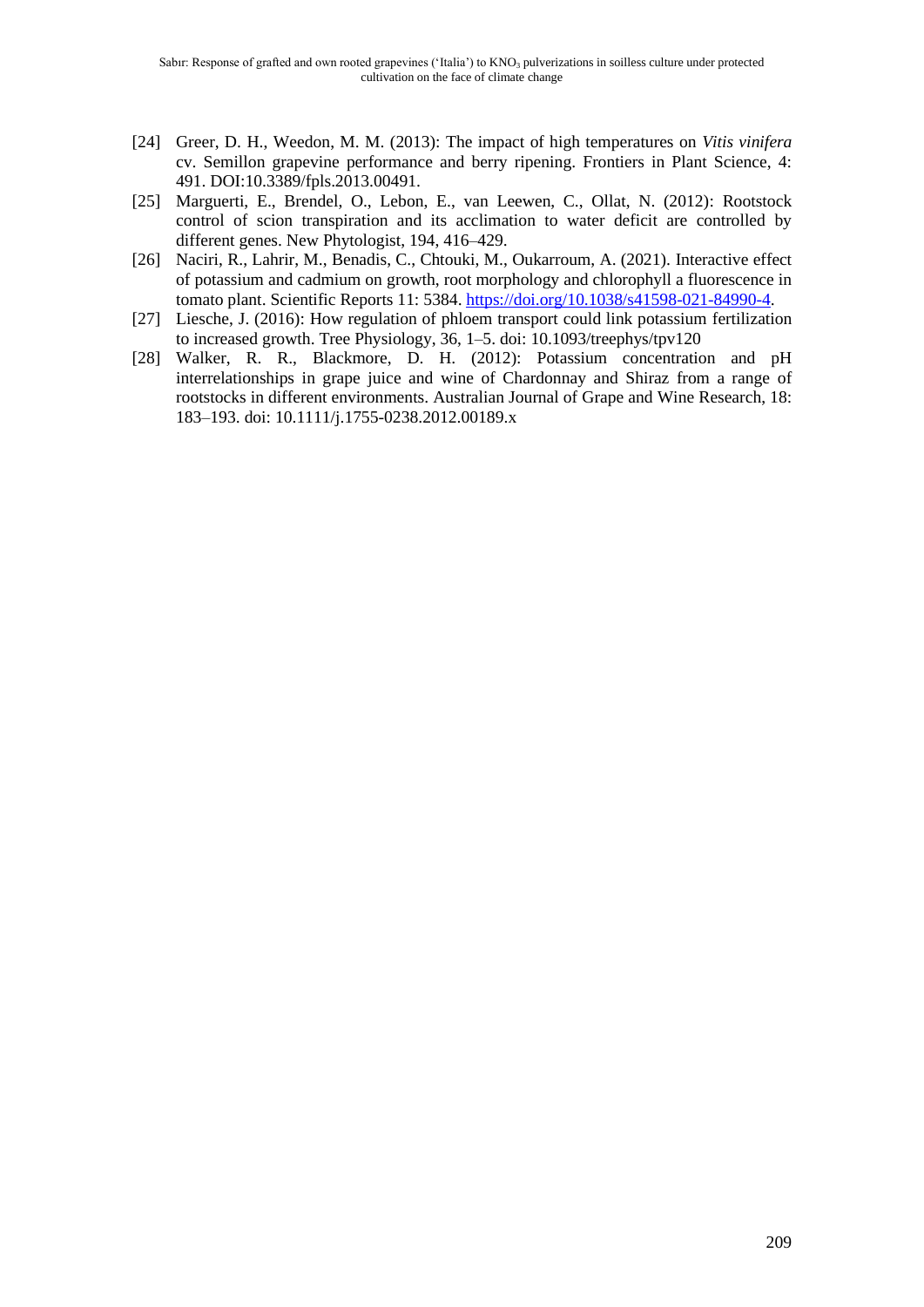[24] Greer, D. H., Weedon, M. M. (2013): The impact of high temperatures on *Vitis vinifera* cv. Semillon grapevine performance and berry ripening. Frontiers in Plant Science, 4: 491. DOI:10.3389/fpls.2013.00491.

[25] Marguerti, E., Brendel, O., Lebon, E., van Leewen, C., Ollat, N. (2012): Rootstock control of scion transpiration and its acclimation to water deficit are controlled by different genes. New Phytologist, 194, 416–429.

[26] Naciri, R., Lahrir, M., Benadis, C., Chtouki, M., Oukarroum, A. (2021). Interactive effect of potassium and cadmium on growth, root morphology and chlorophyll a fluorescence in tomato plant. Scientific Reports 11: 5384. https://doi.org/10.1038/s41598-021-84990-4.

[27] Liesche, J. (2016): How regulation of phloem transport could link potassium fertilization to increased growth. Tree Physiology, 36, 1–5. doi: 10.1093/treephys/tpv120

[28] Walker, R. R., Blackmore, D. H. (2012): Potassium concentration and pH interrelationships in grape juice and wine of Chardonnay and Shiraz from a range of rootstocks in different environments. Australian Journal of Grape and Wine Research, 18: 183–193. doi: 10.1111/j.1755-0238.2012.00189.x